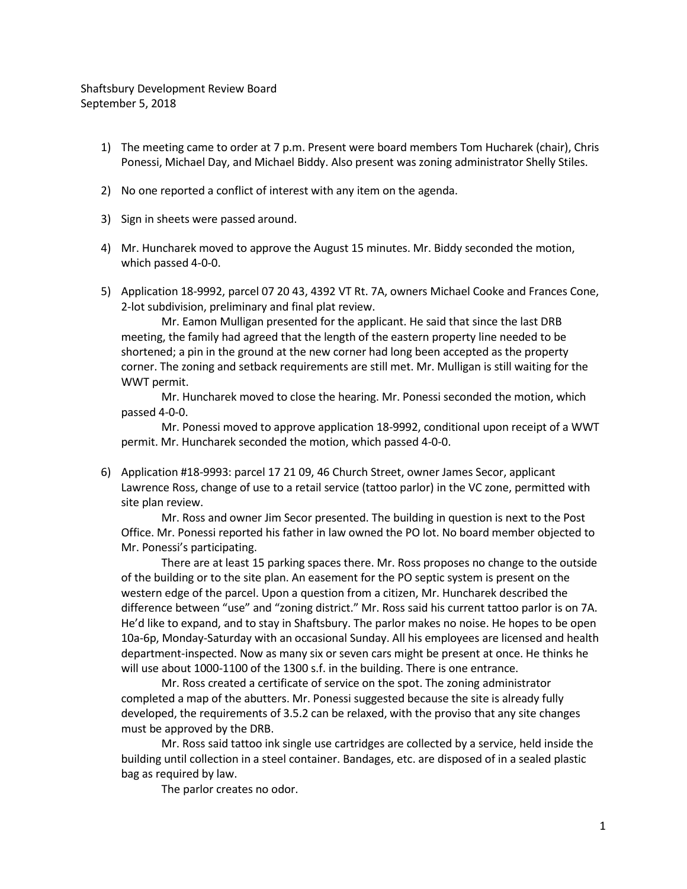Shaftsbury Development Review Board
September 5, 2018

1) The meeting came to order at 7 p.m. Present were board members Tom Hucharek (chair), Chris Ponessi, Michael Day, and Michael Biddy. Also present was zoning administrator Shelly Stiles.

2) No one reported a conflict of interest with any item on the agenda.

3) Sign in sheets were passed around.

4) Mr. Huncharek moved to approve the August 15 minutes. Mr. Biddy seconded the motion, which passed 4-0-0.

5) Application 18-9992, parcel 07 20 43, 4392 VT Rt. 7A, owners Michael Cooke and Frances Cone, 2-lot subdivision, preliminary and final plat review.

    Mr. Eamon Mulligan presented for the applicant. He said that since the last DRB meeting, the family had agreed that the length of the eastern property line needed to be shortened; a pin in the ground at the new corner had long been accepted as the property corner. The zoning and setback requirements are still met. Mr. Mulligan is still waiting for the WWT permit.

    Mr. Huncharek moved to close the hearing. Mr. Ponessi seconded the motion, which passed 4-0-0.

    Mr. Ponessi moved to approve application 18-9992, conditional upon receipt of a WWT permit. Mr. Huncharek seconded the motion, which passed 4-0-0.

6) Application #18-9993: parcel 17 21 09, 46 Church Street, owner James Secor, applicant Lawrence Ross, change of use to a retail service (tattoo parlor) in the VC zone, permitted with site plan review.

    Mr. Ross and owner Jim Secor presented. The building in question is next to the Post Office. Mr. Ponessi reported his father in law owned the PO lot. No board member objected to Mr. Ponessi's participating.

    There are at least 15 parking spaces there. Mr. Ross proposes no change to the outside of the building or to the site plan. An easement for the PO septic system is present on the western edge of the parcel. Upon a question from a citizen, Mr. Huncharek described the difference between "use" and "zoning district." Mr. Ross said his current tattoo parlor is on 7A. He'd like to expand, and to stay in Shaftsbury. The parlor makes no noise. He hopes to be open 10a-6p, Monday-Saturday with an occasional Sunday. All his employees are licensed and health department-inspected. Now as many six or seven cars might be present at once. He thinks he will use about 1000-1100 of the 1300 s.f. in the building. There is one entrance.

    Mr. Ross created a certificate of service on the spot. The zoning administrator completed a map of the abutters. Mr. Ponessi suggested because the site is already fully developed, the requirements of 3.5.2 can be relaxed, with the proviso that any site changes must be approved by the DRB.

    Mr. Ross said tattoo ink single use cartridges are collected by a service, held inside the building until collection in a steel container. Bandages, etc. are disposed of in a sealed plastic bag as required by law.

    The parlor creates no odor.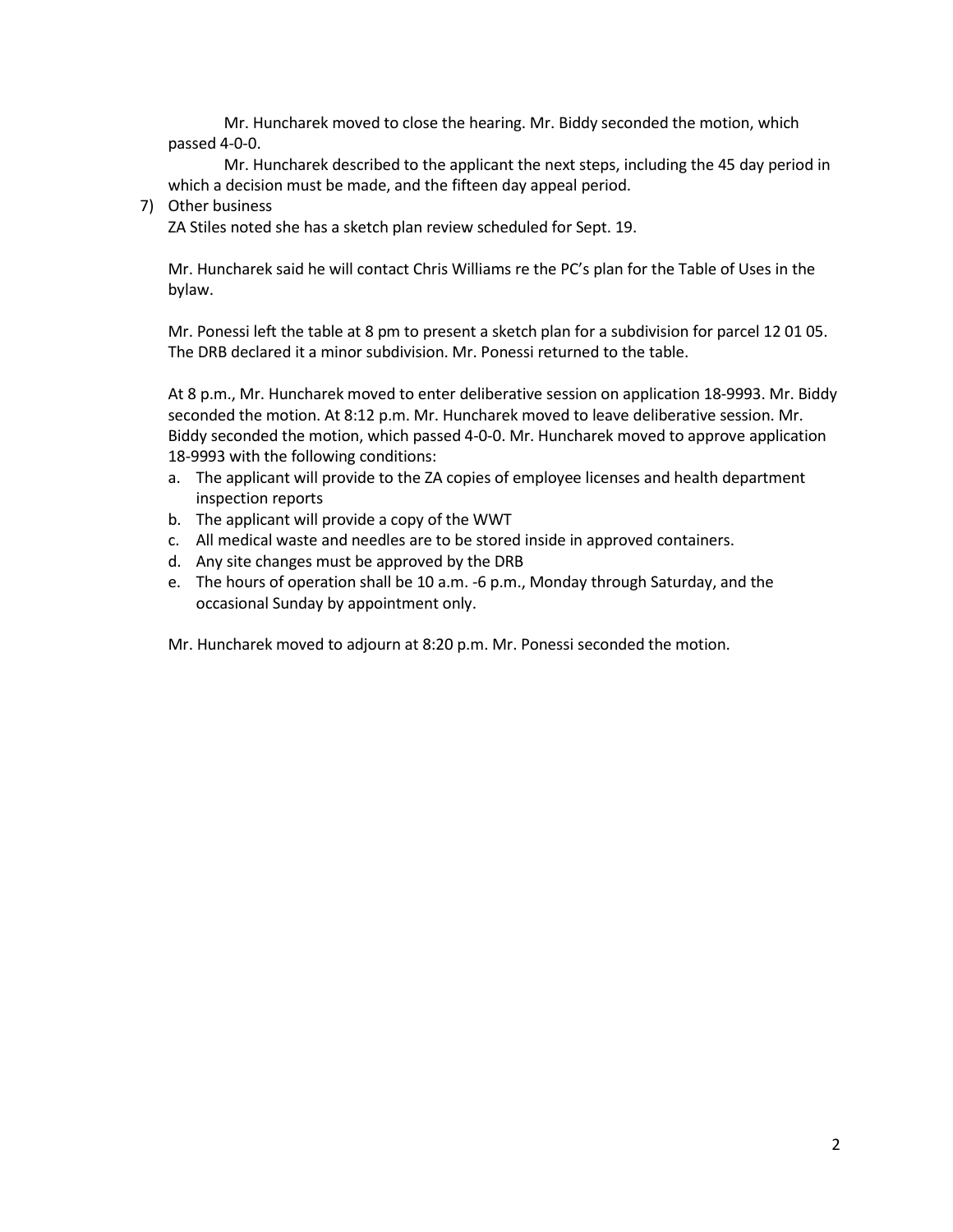Mr. Huncharek moved to close the hearing. Mr. Biddy seconded the motion, which passed 4-0-0.

Mr. Huncharek described to the applicant the next steps, including the 45 day period in which a decision must be made, and the fifteen day appeal period.

7) Other business

ZA Stiles noted she has a sketch plan review scheduled for Sept. 19.

Mr. Huncharek said he will contact Chris Williams re the PC's plan for the Table of Uses in the bylaw.

Mr. Ponessi left the table at 8 pm to present a sketch plan for a subdivision for parcel 12 01 05. The DRB declared it a minor subdivision. Mr. Ponessi returned to the table.

At 8 p.m., Mr. Huncharek moved to enter deliberative session on application 18-9993. Mr. Biddy seconded the motion. At 8:12 p.m. Mr. Huncharek moved to leave deliberative session. Mr. Biddy seconded the motion, which passed 4-0-0. Mr. Huncharek moved to approve application 18-9993 with the following conditions:

a. The applicant will provide to the ZA copies of employee licenses and health department inspection reports
b. The applicant will provide a copy of the WWT
c. All medical waste and needles are to be stored inside in approved containers.
d. Any site changes must be approved by the DRB
e. The hours of operation shall be 10 a.m. -6 p.m., Monday through Saturday, and the occasional Sunday by appointment only.

Mr. Huncharek moved to adjourn at 8:20 p.m. Mr. Ponessi seconded the motion.